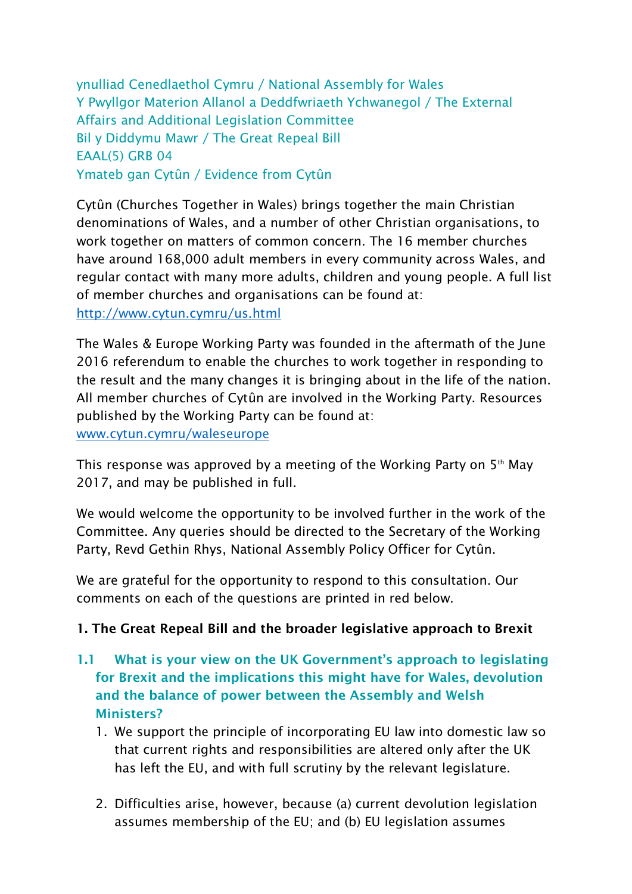ynulliad Cenedlaethol Cymru / National Assembly for Wales
Y Pwyllgor Materion Allanol a Deddfwriaeth Ychwanegol / The External Affairs and Additional Legislation Committee
Bil y Diddymu Mawr / The Great Repeal Bill
EAAL(5) GRB 04
Ymateb gan Cytûn / Evidence from Cytûn

Cytûn (Churches Together in Wales) brings together the main Christian denominations of Wales, and a number of other Christian organisations, to work together on matters of common concern. The 16 member churches have around 168,000 adult members in every community across Wales, and regular contact with many more adults, children and young people. A full list of member churches and organisations can be found at: [http://www.cytun.cymru/us.html](http://www.cytun.cymru/us.html)

The Wales & Europe Working Party was founded in the aftermath of the June 2016 referendum to enable the churches to work together in responding to the result and the many changes it is bringing about in the life of the nation. All member churches of Cytûn are involved in the Working Party. Resources published by the Working Party can be found at: [www.cytun.cymru/waleseurope](http://www.cytun.cymru/waleseurope)

This response was approved by a meeting of the Working Party on 5th May 2017, and may be published in full.

We would welcome the opportunity to be involved further in the work of the Committee. Any queries should be directed to the Secretary of the Working Party, Revd Gethin Rhys, National Assembly Policy Officer for Cytûn.

We are grateful for the opportunity to respond to this consultation. Our comments on each of the questions are printed in red below.

## 1. The Great Repeal Bill and the broader legislative approach to Brexit

### 1.1 What is your view on the UK Government's approach to legislating for Brexit and the implications this might have for Wales, devolution and the balance of power between the Assembly and Welsh Ministers?

1. We support the principle of incorporating EU law into domestic law so that current rights and responsibilities are altered only after the UK has left the EU, and with full scrutiny by the relevant legislature.

2. Difficulties arise, however, because (a) current devolution legislation assumes membership of the EU; and (b) EU legislation assumes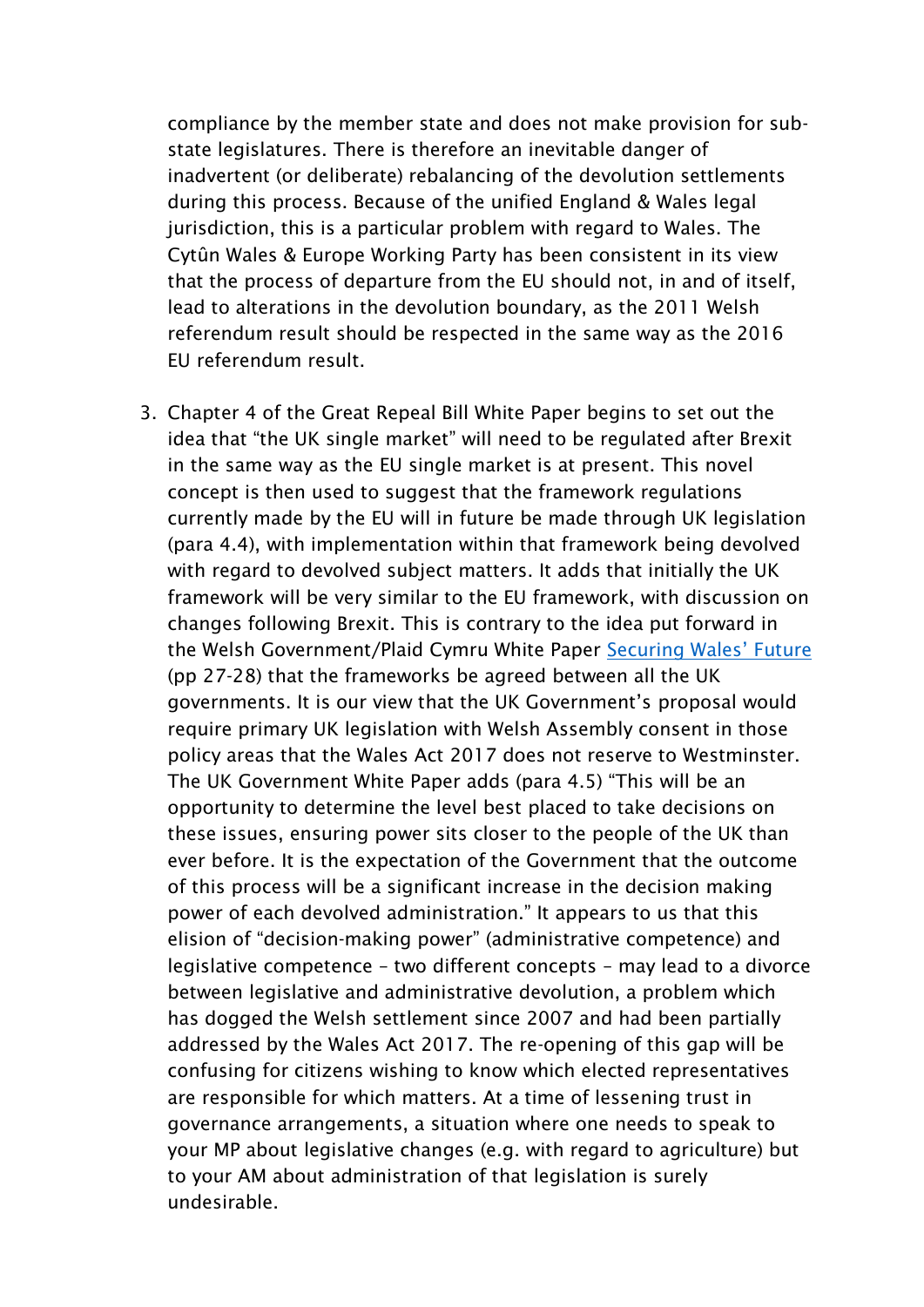compliance by the member state and does not make provision for sub-state legislatures. There is therefore an inevitable danger of inadvertent (or deliberate) rebalancing of the devolution settlements during this process. Because of the unified England & Wales legal jurisdiction, this is a particular problem with regard to Wales. The Cytûn Wales & Europe Working Party has been consistent in its view that the process of departure from the EU should not, in and of itself, lead to alterations in the devolution boundary, as the 2011 Welsh referendum result should be respected in the same way as the 2016 EU referendum result.

3. Chapter 4 of the Great Repeal Bill White Paper begins to set out the idea that "the UK single market" will need to be regulated after Brexit in the same way as the EU single market is at present. This novel concept is then used to suggest that the framework regulations currently made by the EU will in future be made through UK legislation (para 4.4), with implementation within that framework being devolved with regard to devolved subject matters. It adds that initially the UK framework will be very similar to the EU framework, with discussion on changes following Brexit. This is contrary to the idea put forward in the Welsh Government/Plaid Cymru White Paper [Securing Wales' Future] (pp 27-28) that the frameworks be agreed between all the UK governments. It is our view that the UK Government's proposal would require primary UK legislation with Welsh Assembly consent in those policy areas that the Wales Act 2017 does not reserve to Westminster. The UK Government White Paper adds (para 4.5) "This will be an opportunity to determine the level best placed to take decisions on these issues, ensuring power sits closer to the people of the UK than ever before. It is the expectation of the Government that the outcome of this process will be a significant increase in the decision making power of each devolved administration." It appears to us that this elision of "decision-making power" (administrative competence) and legislative competence – two different concepts – may lead to a divorce between legislative and administrative devolution, a problem which has dogged the Welsh settlement since 2007 and had been partially addressed by the Wales Act 2017. The re-opening of this gap will be confusing for citizens wishing to know which elected representatives are responsible for which matters. At a time of lessening trust in governance arrangements, a situation where one needs to speak to your MP about legislative changes (e.g. with regard to agriculture) but to your AM about administration of that legislation is surely undesirable.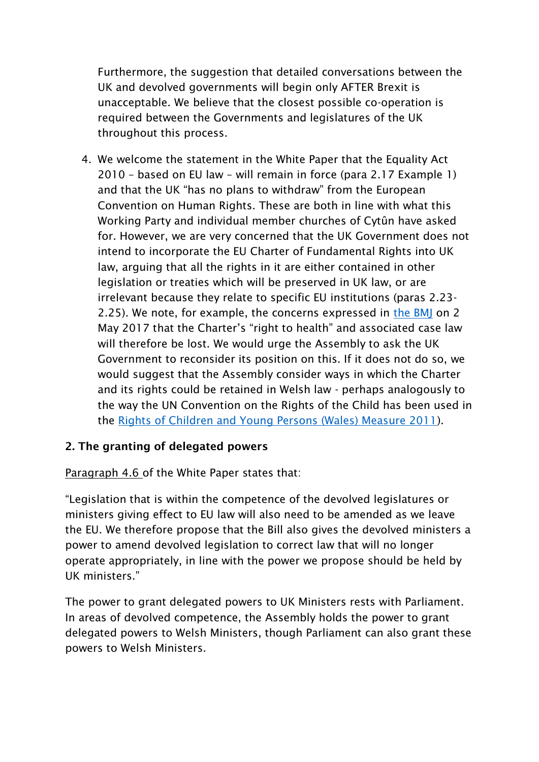Furthermore, the suggestion that detailed conversations between the UK and devolved governments will begin only AFTER Brexit is unacceptable. We believe that the closest possible co-operation is required between the Governments and legislatures of the UK throughout this process.

4. We welcome the statement in the White Paper that the Equality Act 2010 – based on EU law – will remain in force (para 2.17 Example 1) and that the UK "has no plans to withdraw" from the European Convention on Human Rights. These are both in line with what this Working Party and individual member churches of Cytûn have asked for. However, we are very concerned that the UK Government does not intend to incorporate the EU Charter of Fundamental Rights into UK law, arguing that all the rights in it are either contained in other legislation or treaties which will be preserved in UK law, or are irrelevant because they relate to specific EU institutions (paras 2.23-2.25). We note, for example, the concerns expressed in the BMJ on 2 May 2017 that the Charter's "right to health" and associated case law will therefore be lost. We would urge the Assembly to ask the UK Government to reconsider its position on this. If it does not do so, we would suggest that the Assembly consider ways in which the Charter and its rights could be retained in Welsh law - perhaps analogously to the way the UN Convention on the Rights of the Child has been used in the Rights of Children and Young Persons (Wales) Measure 2011).

## 2. The granting of delegated powers

Paragraph 4.6 of the White Paper states that:

"Legislation that is within the competence of the devolved legislatures or ministers giving effect to EU law will also need to be amended as we leave the EU. We therefore propose that the Bill also gives the devolved ministers a power to amend devolved legislation to correct law that will no longer operate appropriately, in line with the power we propose should be held by UK ministers."

The power to grant delegated powers to UK Ministers rests with Parliament. In areas of devolved competence, the Assembly holds the power to grant delegated powers to Welsh Ministers, though Parliament can also grant these powers to Welsh Ministers.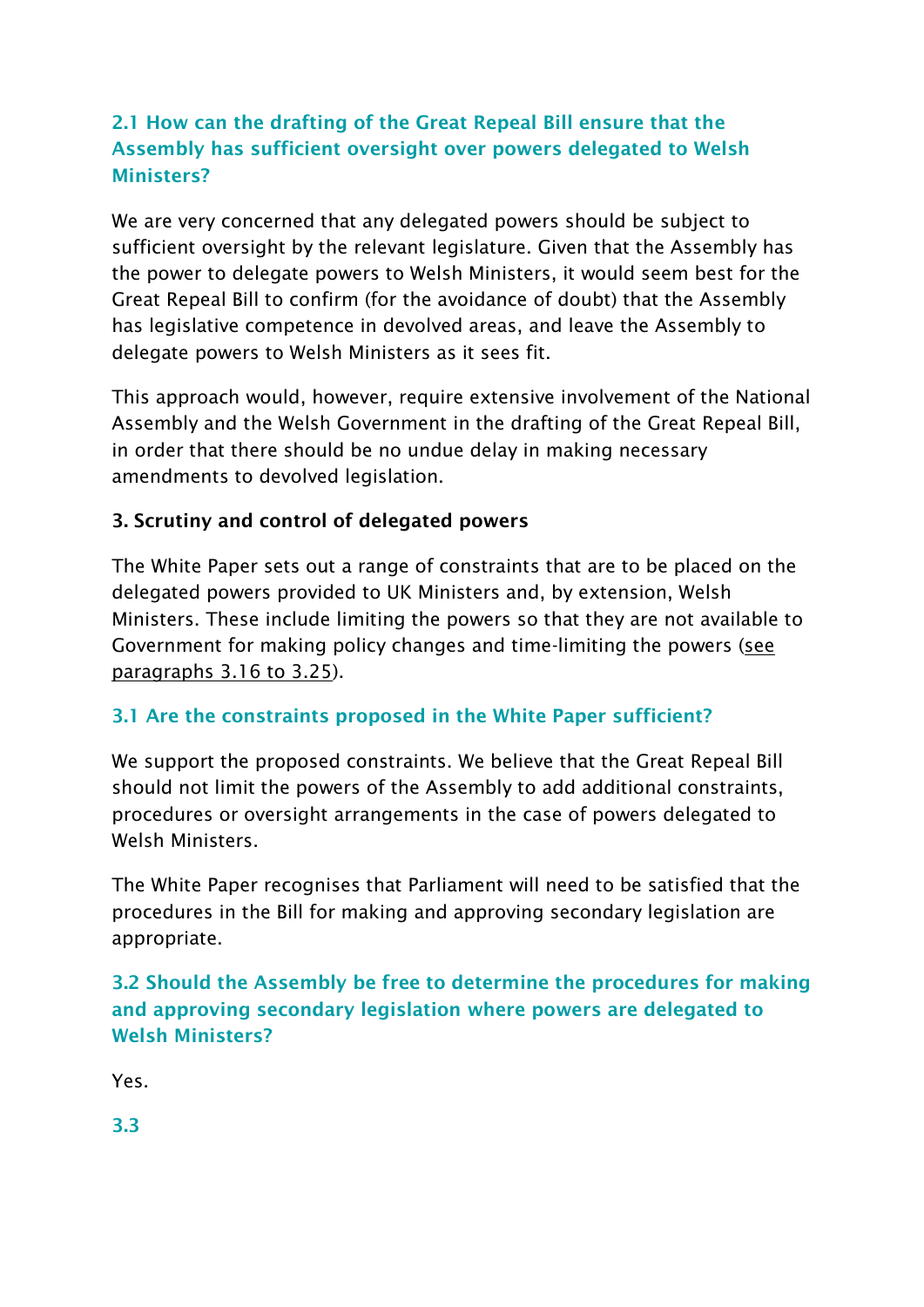### 2.1 How can the drafting of the Great Repeal Bill ensure that the Assembly has sufficient oversight over powers delegated to Welsh Ministers?

We are very concerned that any delegated powers should be subject to sufficient oversight by the relevant legislature. Given that the Assembly has the power to delegate powers to Welsh Ministers, it would seem best for the Great Repeal Bill to confirm (for the avoidance of doubt) that the Assembly has legislative competence in devolved areas, and leave the Assembly to delegate powers to Welsh Ministers as it sees fit.

This approach would, however, require extensive involvement of the National Assembly and the Welsh Government in the drafting of the Great Repeal Bill, in order that there should be no undue delay in making necessary amendments to devolved legislation.

## 3. Scrutiny and control of delegated powers

The White Paper sets out a range of constraints that are to be placed on the delegated powers provided to UK Ministers and, by extension, Welsh Ministers. These include limiting the powers so that they are not available to Government for making policy changes and time-limiting the powers (see paragraphs 3.16 to 3.25).

### 3.1 Are the constraints proposed in the White Paper sufficient?

We support the proposed constraints. We believe that the Great Repeal Bill should not limit the powers of the Assembly to add additional constraints, procedures or oversight arrangements in the case of powers delegated to Welsh Ministers.

The White Paper recognises that Parliament will need to be satisfied that the procedures in the Bill for making and approving secondary legislation are appropriate.

### 3.2 Should the Assembly be free to determine the procedures for making and approving secondary legislation where powers are delegated to Welsh Ministers?

Yes.

### 3.3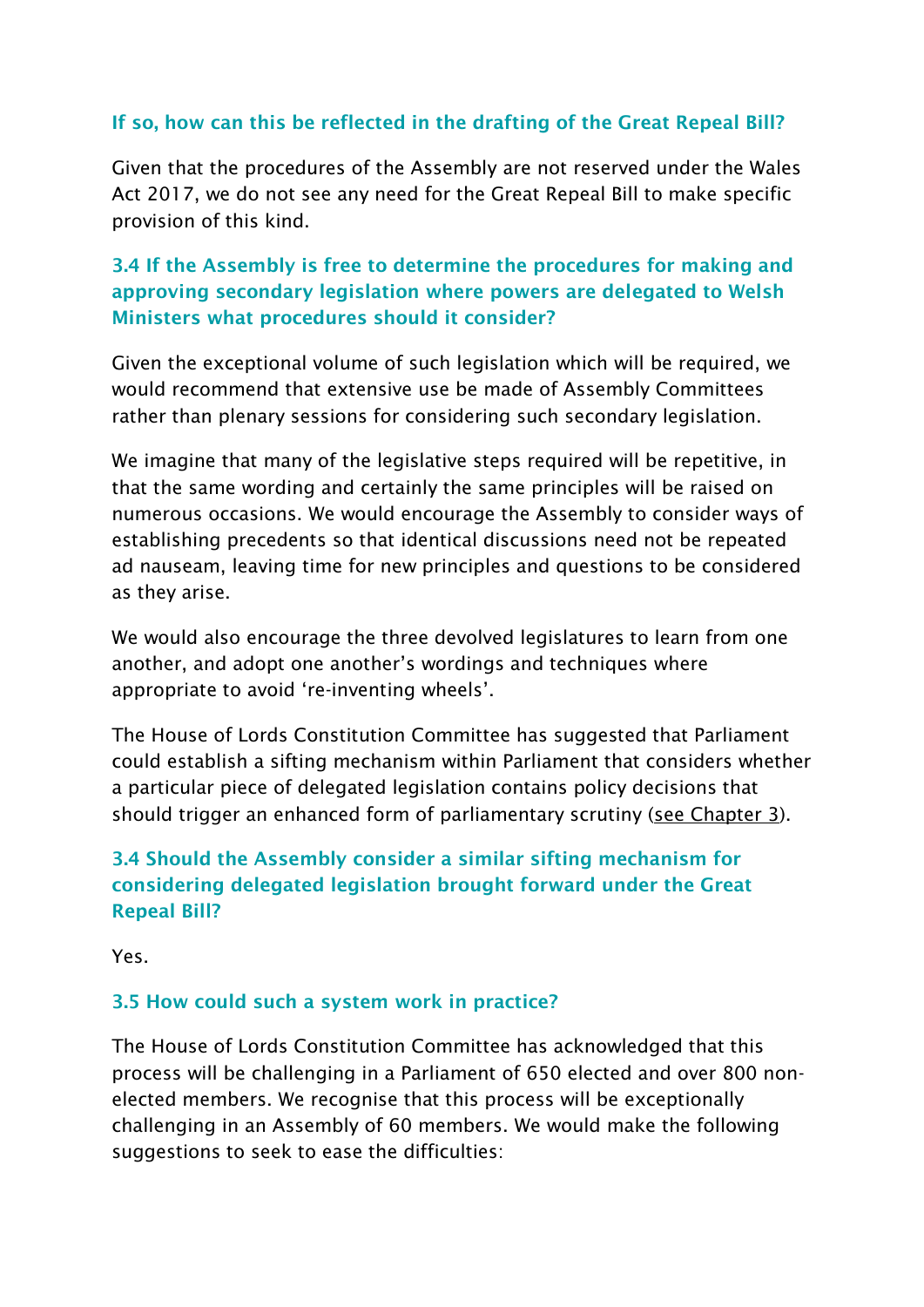### If so, how can this be reflected in the drafting of the Great Repeal Bill?

Given that the procedures of the Assembly are not reserved under the Wales Act 2017, we do not see any need for the Great Repeal Bill to make specific provision of this kind.

### 3.4 If the Assembly is free to determine the procedures for making and approving secondary legislation where powers are delegated to Welsh Ministers what procedures should it consider?

Given the exceptional volume of such legislation which will be required, we would recommend that extensive use be made of Assembly Committees rather than plenary sessions for considering such secondary legislation.

We imagine that many of the legislative steps required will be repetitive, in that the same wording and certainly the same principles will be raised on numerous occasions. We would encourage the Assembly to consider ways of establishing precedents so that identical discussions need not be repeated ad nauseam, leaving time for new principles and questions to be considered as they arise.

We would also encourage the three devolved legislatures to learn from one another, and adopt one another's wordings and techniques where appropriate to avoid 're-inventing wheels'.

The House of Lords Constitution Committee has suggested that Parliament could establish a sifting mechanism within Parliament that considers whether a particular piece of delegated legislation contains policy decisions that should trigger an enhanced form of parliamentary scrutiny (see Chapter 3).

### 3.4 Should the Assembly consider a similar sifting mechanism for considering delegated legislation brought forward under the Great Repeal Bill?

Yes.

### 3.5 How could such a system work in practice?

The House of Lords Constitution Committee has acknowledged that this process will be challenging in a Parliament of 650 elected and over 800 non-elected members. We recognise that this process will be exceptionally challenging in an Assembly of 60 members. We would make the following suggestions to seek to ease the difficulties: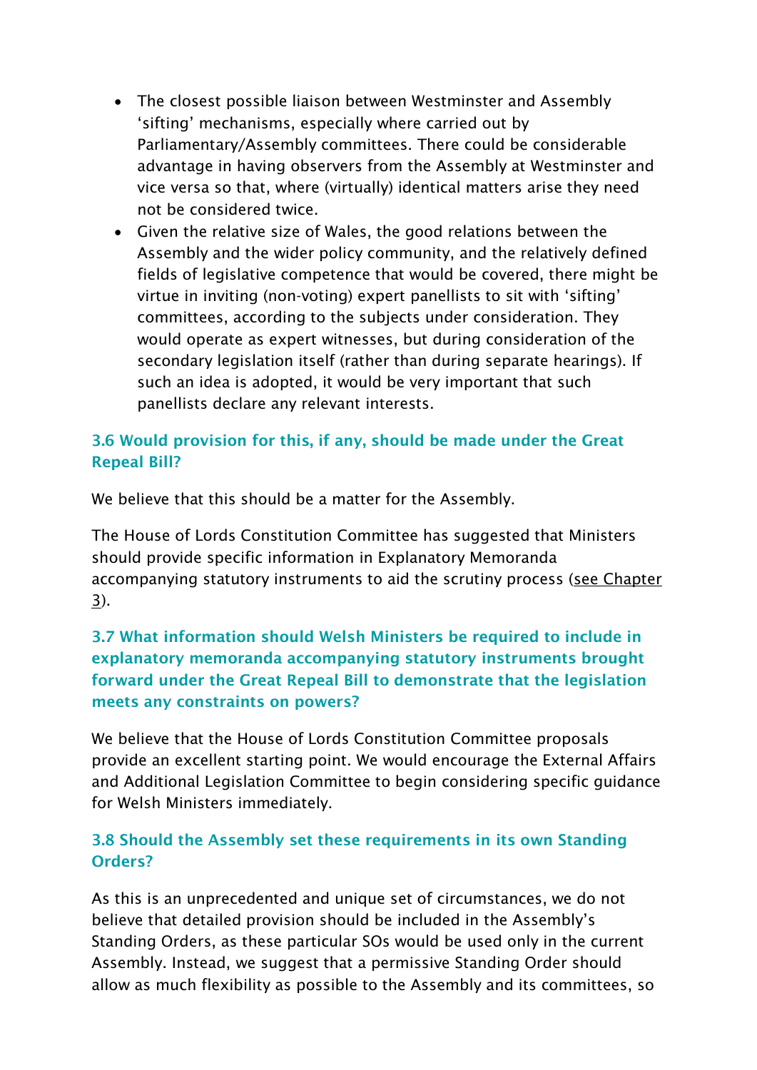- The closest possible liaison between Westminster and Assembly 'sifting' mechanisms, especially where carried out by Parliamentary/Assembly committees. There could be considerable advantage in having observers from the Assembly at Westminster and vice versa so that, where (virtually) identical matters arise they need not be considered twice.
- Given the relative size of Wales, the good relations between the Assembly and the wider policy community, and the relatively defined fields of legislative competence that would be covered, there might be virtue in inviting (non-voting) expert panellists to sit with 'sifting' committees, according to the subjects under consideration. They would operate as expert witnesses, but during consideration of the secondary legislation itself (rather than during separate hearings). If such an idea is adopted, it would be very important that such panellists declare any relevant interests.

### 3.6 Would provision for this, if any, should be made under the Great Repeal Bill?

We believe that this should be a matter for the Assembly.

The House of Lords Constitution Committee has suggested that Ministers should provide specific information in Explanatory Memoranda accompanying statutory instruments to aid the scrutiny process (see Chapter 3).

### 3.7 What information should Welsh Ministers be required to include in explanatory memoranda accompanying statutory instruments brought forward under the Great Repeal Bill to demonstrate that the legislation meets any constraints on powers?

We believe that the House of Lords Constitution Committee proposals provide an excellent starting point. We would encourage the External Affairs and Additional Legislation Committee to begin considering specific guidance for Welsh Ministers immediately.

### 3.8 Should the Assembly set these requirements in its own Standing Orders?

As this is an unprecedented and unique set of circumstances, we do not believe that detailed provision should be included in the Assembly's Standing Orders, as these particular SOs would be used only in the current Assembly. Instead, we suggest that a permissive Standing Order should allow as much flexibility as possible to the Assembly and its committees, so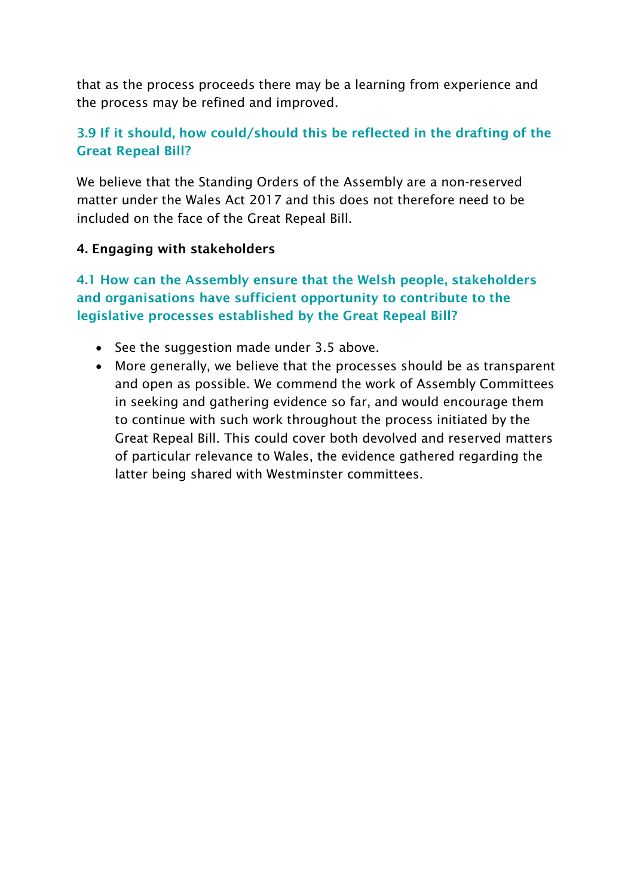that as the process proceeds there may be a learning from experience and the process may be refined and improved.

### 3.9 If it should, how could/should this be reflected in the drafting of the Great Repeal Bill?

We believe that the Standing Orders of the Assembly are a non-reserved matter under the Wales Act 2017 and this does not therefore need to be included on the face of the Great Repeal Bill.

## 4. Engaging with stakeholders

### 4.1 How can the Assembly ensure that the Welsh people, stakeholders and organisations have sufficient opportunity to contribute to the legislative processes established by the Great Repeal Bill?

- See the suggestion made under 3.5 above.
- More generally, we believe that the processes should be as transparent and open as possible. We commend the work of Assembly Committees in seeking and gathering evidence so far, and would encourage them to continue with such work throughout the process initiated by the Great Repeal Bill. This could cover both devolved and reserved matters of particular relevance to Wales, the evidence gathered regarding the latter being shared with Westminster committees.